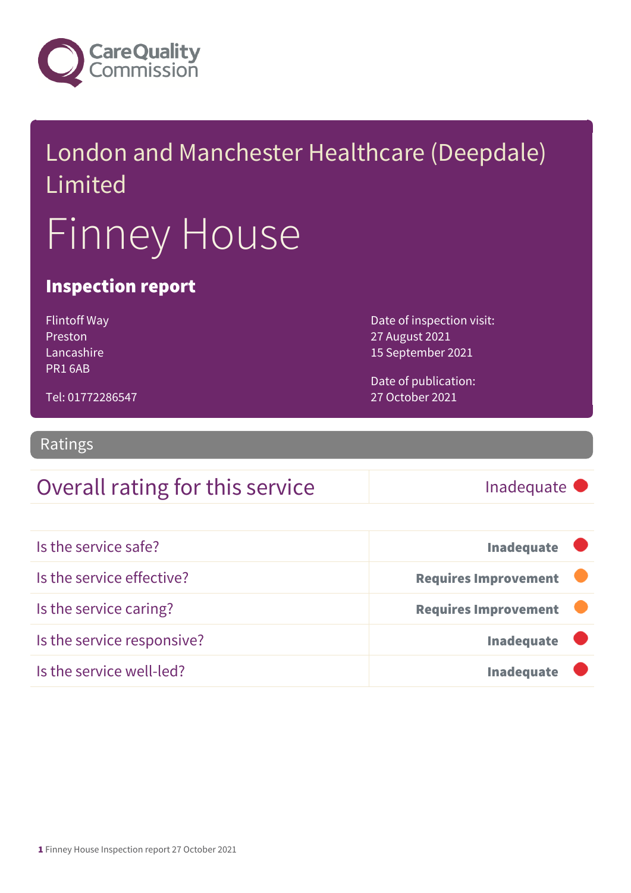Care Quality Commission

# London and Manchester Healthcare (Deepdale) Limited

# Finney House

## Inspection report

Flintoff Way
Preston
Lancashire
PR1 6AB

Tel: 01772286547

Date of inspection visit:
27 August 2021
15 September 2021

Date of publication:
27 October 2021

## Ratings

| Overall rating for this service | Inadequate |
|---|---|

| | |
|---|---|
| Is the service safe? | **Inadequate** |
| Is the service effective? | **Requires Improvement** |
| Is the service caring? | **Requires Improvement** |
| Is the service responsive? | **Inadequate** |
| Is the service well-led? | **Inadequate** |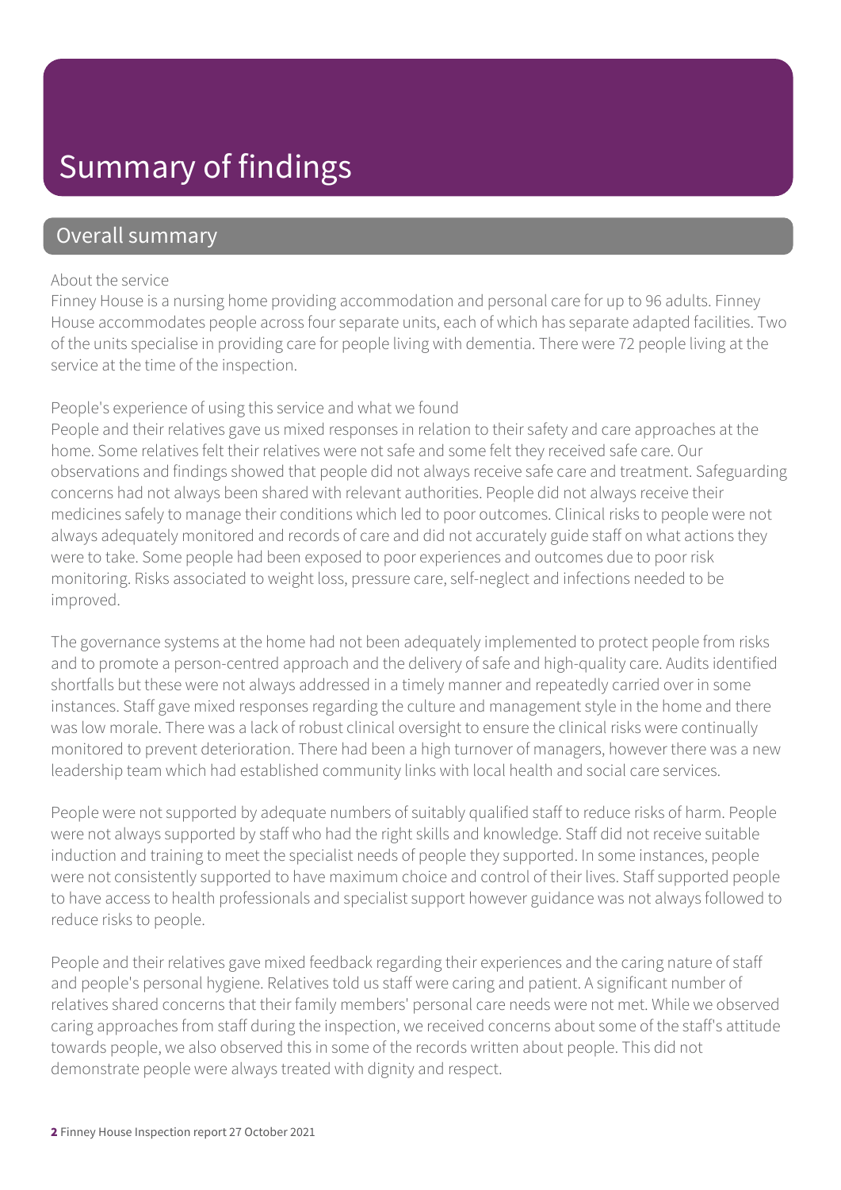# Summary of findings

## Overall summary

About the service

Finney House is a nursing home providing accommodation and personal care for up to 96 adults. Finney House accommodates people across four separate units, each of which has separate adapted facilities. Two of the units specialise in providing care for people living with dementia. There were 72 people living at the service at the time of the inspection.

People's experience of using this service and what we found

People and their relatives gave us mixed responses in relation to their safety and care approaches at the home. Some relatives felt their relatives were not safe and some felt they received safe care. Our observations and findings showed that people did not always receive safe care and treatment. Safeguarding concerns had not always been shared with relevant authorities. People did not always receive their medicines safely to manage their conditions which led to poor outcomes. Clinical risks to people were not always adequately monitored and records of care and did not accurately guide staff on what actions they were to take. Some people had been exposed to poor experiences and outcomes due to poor risk monitoring. Risks associated to weight loss, pressure care, self-neglect and infections needed to be improved.

The governance systems at the home had not been adequately implemented to protect people from risks and to promote a person-centred approach and the delivery of safe and high-quality care. Audits identified shortfalls but these were not always addressed in a timely manner and repeatedly carried over in some instances. Staff gave mixed responses regarding the culture and management style in the home and there was low morale. There was a lack of robust clinical oversight to ensure the clinical risks were continually monitored to prevent deterioration. There had been a high turnover of managers, however there was a new leadership team which had established community links with local health and social care services.

People were not supported by adequate numbers of suitably qualified staff to reduce risks of harm. People were not always supported by staff who had the right skills and knowledge. Staff did not receive suitable induction and training to meet the specialist needs of people they supported. In some instances, people were not consistently supported to have maximum choice and control of their lives. Staff supported people to have access to health professionals and specialist support however guidance was not always followed to reduce risks to people.

People and their relatives gave mixed feedback regarding their experiences and the caring nature of staff and people's personal hygiene. Relatives told us staff were caring and patient. A significant number of relatives shared concerns that their family members' personal care needs were not met. While we observed caring approaches from staff during the inspection, we received concerns about some of the staff's attitude towards people, we also observed this in some of the records written about people. This did not demonstrate people were always treated with dignity and respect.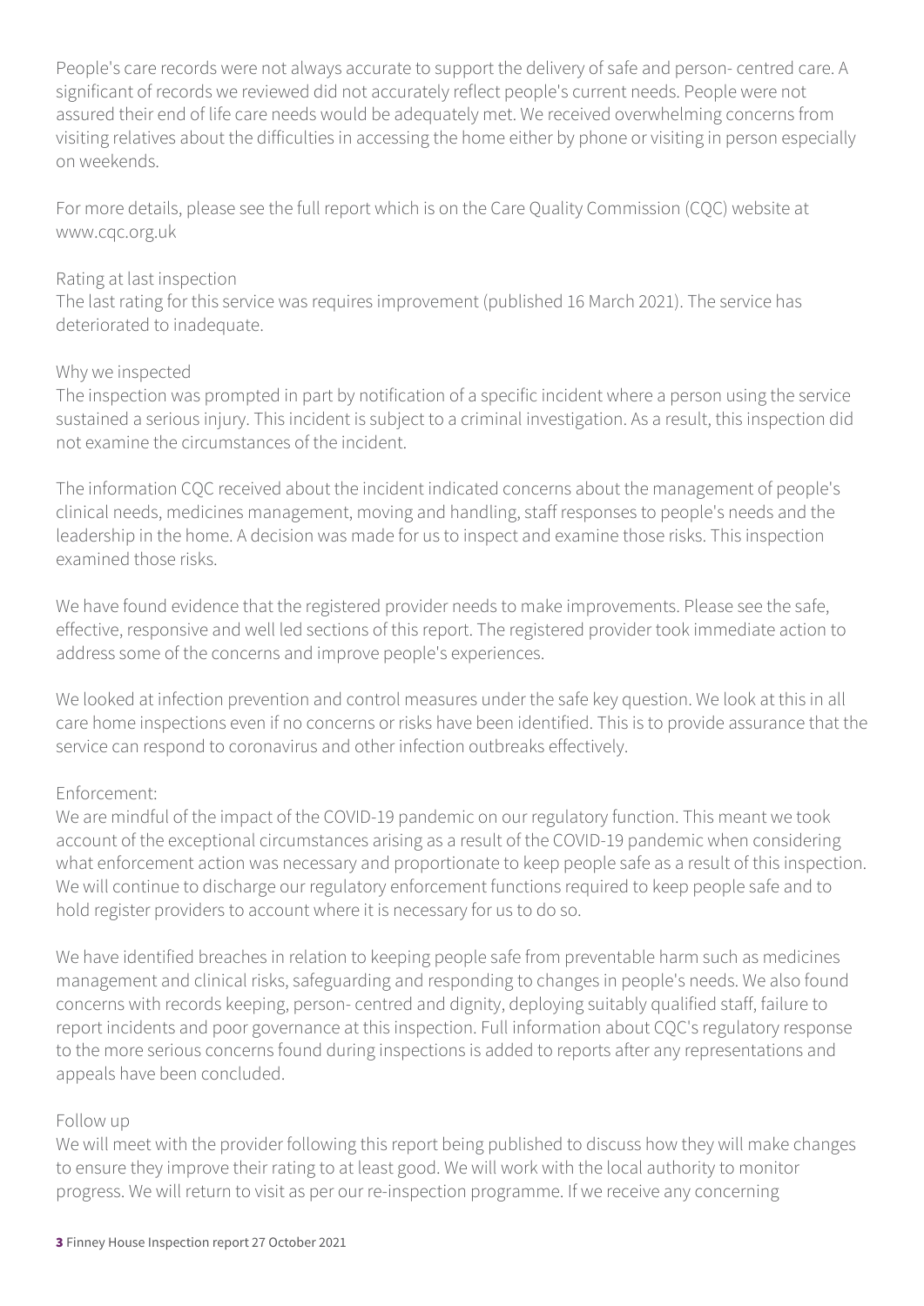People's care records were not always accurate to support the delivery of safe and person- centred care. A significant of records we reviewed did not accurately reflect people's current needs. People were not assured their end of life care needs would be adequately met. We received overwhelming concerns from visiting relatives about the difficulties in accessing the home either by phone or visiting in person especially on weekends.

For more details, please see the full report which is on the Care Quality Commission (CQC) website at www.cqc.org.uk

Rating at last inspection
The last rating for this service was requires improvement (published 16 March 2021). The service has deteriorated to inadequate.

Why we inspected
The inspection was prompted in part by notification of a specific incident where a person using the service sustained a serious injury. This incident is subject to a criminal investigation. As a result, this inspection did not examine the circumstances of the incident.

The information CQC received about the incident indicated concerns about the management of people's clinical needs, medicines management, moving and handling, staff responses to people's needs and the leadership in the home. A decision was made for us to inspect and examine those risks. This inspection examined those risks.

We have found evidence that the registered provider needs to make improvements. Please see the safe, effective, responsive and well led sections of this report. The registered provider took immediate action to address some of the concerns and improve people's experiences.

We looked at infection prevention and control measures under the safe key question. We look at this in all care home inspections even if no concerns or risks have been identified. This is to provide assurance that the service can respond to coronavirus and other infection outbreaks effectively.

Enforcement:
We are mindful of the impact of the COVID-19 pandemic on our regulatory function. This meant we took account of the exceptional circumstances arising as a result of the COVID-19 pandemic when considering what enforcement action was necessary and proportionate to keep people safe as a result of this inspection. We will continue to discharge our regulatory enforcement functions required to keep people safe and to hold register providers to account where it is necessary for us to do so.

We have identified breaches in relation to keeping people safe from preventable harm such as medicines management and clinical risks, safeguarding and responding to changes in people's needs. We also found concerns with records keeping, person- centred and dignity, deploying suitably qualified staff, failure to report incidents and poor governance at this inspection. Full information about CQC's regulatory response to the more serious concerns found during inspections is added to reports after any representations and appeals have been concluded.

Follow up
We will meet with the provider following this report being published to discuss how they will make changes to ensure they improve their rating to at least good. We will work with the local authority to monitor progress. We will return to visit as per our re-inspection programme. If we receive any concerning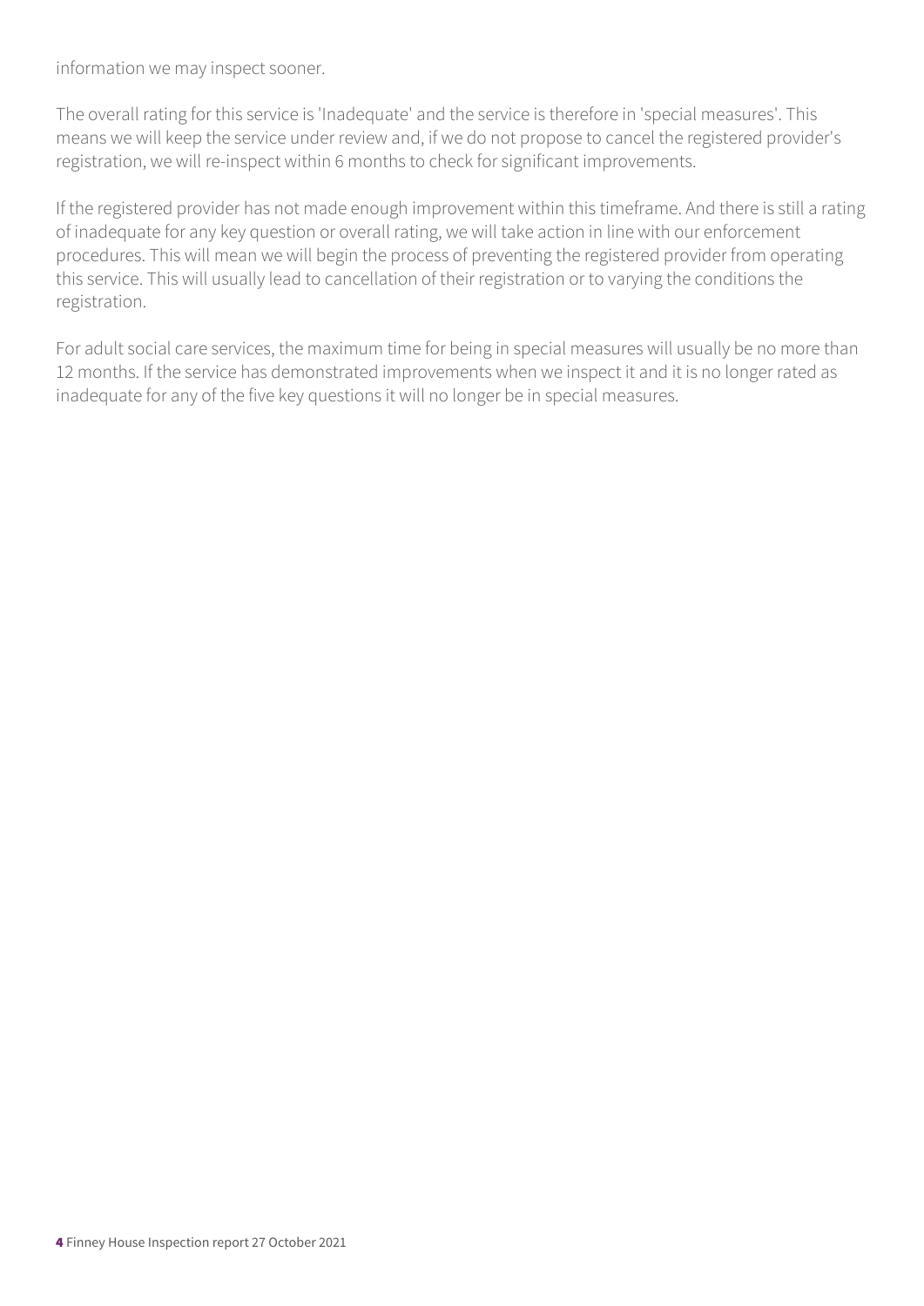information we may inspect sooner.

The overall rating for this service is 'Inadequate' and the service is therefore in 'special measures'. This means we will keep the service under review and, if we do not propose to cancel the registered provider's registration, we will re-inspect within 6 months to check for significant improvements.

If the registered provider has not made enough improvement within this timeframe. And there is still a rating of inadequate for any key question or overall rating, we will take action in line with our enforcement procedures. This will mean we will begin the process of preventing the registered provider from operating this service. This will usually lead to cancellation of their registration or to varying the conditions the registration.

For adult social care services, the maximum time for being in special measures will usually be no more than 12 months. If the service has demonstrated improvements when we inspect it and it is no longer rated as inadequate for any of the five key questions it will no longer be in special measures.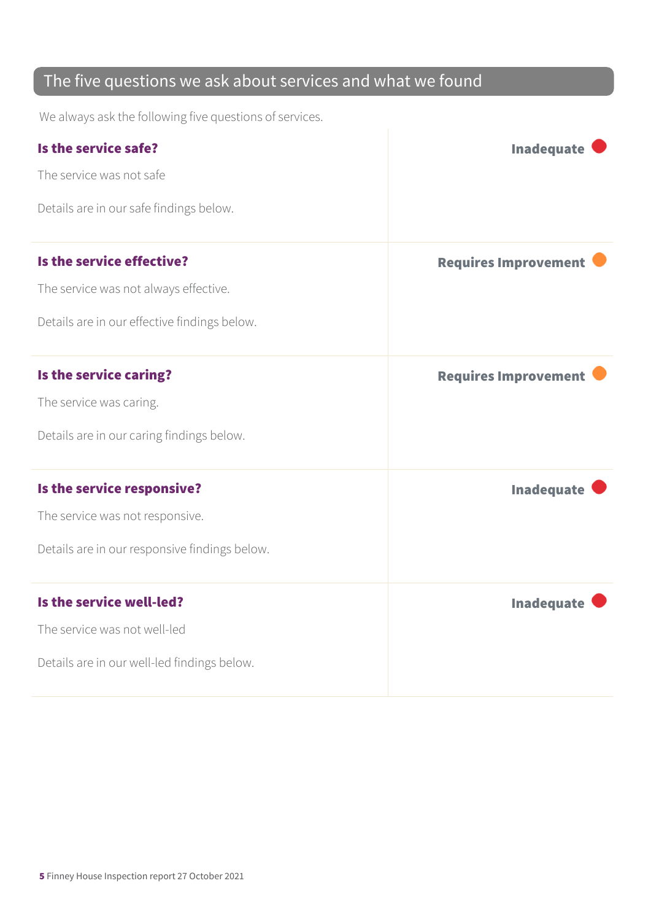## The five questions we ask about services and what we found

We always ask the following five questions of services.

| | |
|---|---|
| **Is the service safe?**<br><br>The service was not safe<br><br>Details are in our safe findings below. | **Inadequate** |
| **Is the service effective?**<br><br>The service was not always effective.<br><br>Details are in our effective findings below. | **Requires Improvement** |
| **Is the service caring?**<br><br>The service was caring.<br><br>Details are in our caring findings below. | **Requires Improvement** |
| **Is the service responsive?**<br><br>The service was not responsive.<br><br>Details are in our responsive findings below. | **Inadequate** |
| **Is the service well-led?**<br><br>The service was not well-led<br><br>Details are in our well-led findings below. | **Inadequate** |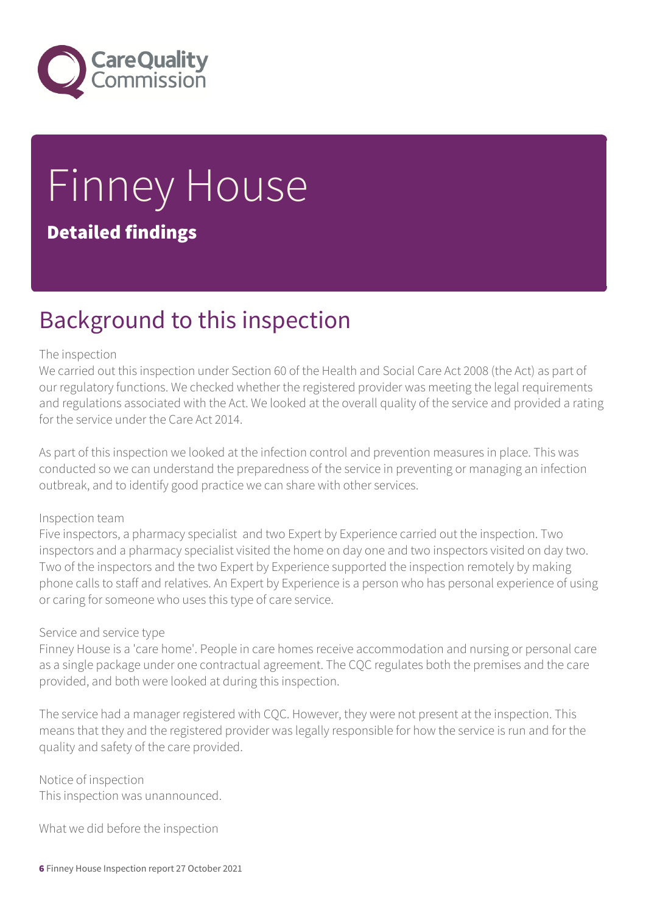# Finney House

## Detailed findings

## Background to this inspection

The inspection
We carried out this inspection under Section 60 of the Health and Social Care Act 2008 (the Act) as part of our regulatory functions. We checked whether the registered provider was meeting the legal requirements and regulations associated with the Act. We looked at the overall quality of the service and provided a rating for the service under the Care Act 2014.

As part of this inspection we looked at the infection control and prevention measures in place. This was conducted so we can understand the preparedness of the service in preventing or managing an infection outbreak, and to identify good practice we can share with other services.

Inspection team
Five inspectors, a pharmacy specialist and two Expert by Experience carried out the inspection. Two inspectors and a pharmacy specialist visited the home on day one and two inspectors visited on day two. Two of the inspectors and the two Expert by Experience supported the inspection remotely by making phone calls to staff and relatives. An Expert by Experience is a person who has personal experience of using or caring for someone who uses this type of care service.

Service and service type
Finney House is a 'care home'. People in care homes receive accommodation and nursing or personal care as a single package under one contractual agreement. The CQC regulates both the premises and the care provided, and both were looked at during this inspection.

The service had a manager registered with CQC. However, they were not present at the inspection. This means that they and the registered provider was legally responsible for how the service is run and for the quality and safety of the care provided.

Notice of inspection
This inspection was unannounced.

What we did before the inspection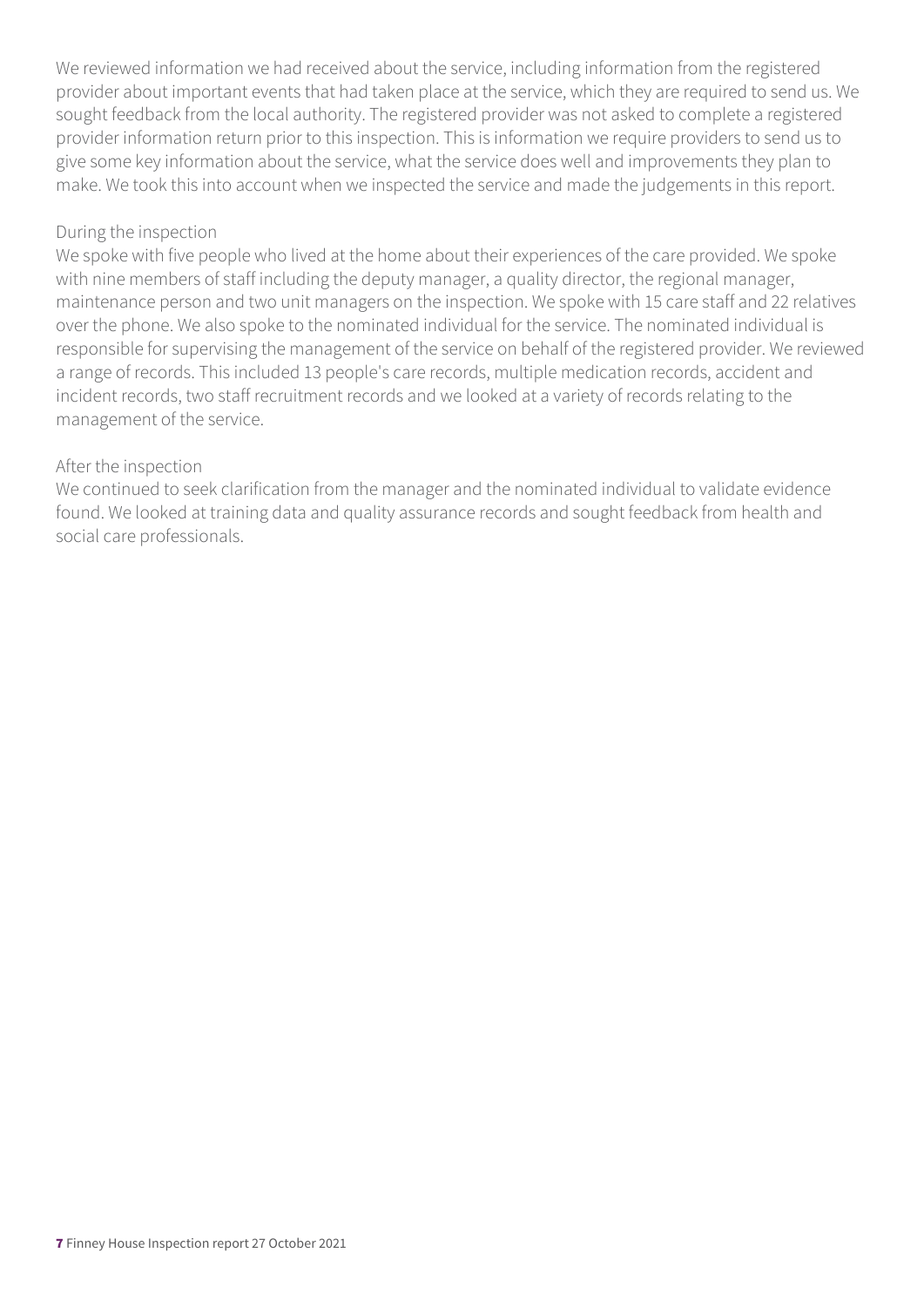We reviewed information we had received about the service, including information from the registered provider about important events that had taken place at the service, which they are required to send us. We sought feedback from the local authority. The registered provider was not asked to complete a registered provider information return prior to this inspection. This is information we require providers to send us to give some key information about the service, what the service does well and improvements they plan to make. We took this into account when we inspected the service and made the judgements in this report.

During the inspection

We spoke with five people who lived at the home about their experiences of the care provided. We spoke with nine members of staff including the deputy manager, a quality director, the regional manager, maintenance person and two unit managers on the inspection. We spoke with 15 care staff and 22 relatives over the phone. We also spoke to the nominated individual for the service. The nominated individual is responsible for supervising the management of the service on behalf of the registered provider. We reviewed a range of records. This included 13 people's care records, multiple medication records, accident and incident records, two staff recruitment records and we looked at a variety of records relating to the management of the service.

After the inspection

We continued to seek clarification from the manager and the nominated individual to validate evidence found. We looked at training data and quality assurance records and sought feedback from health and social care professionals.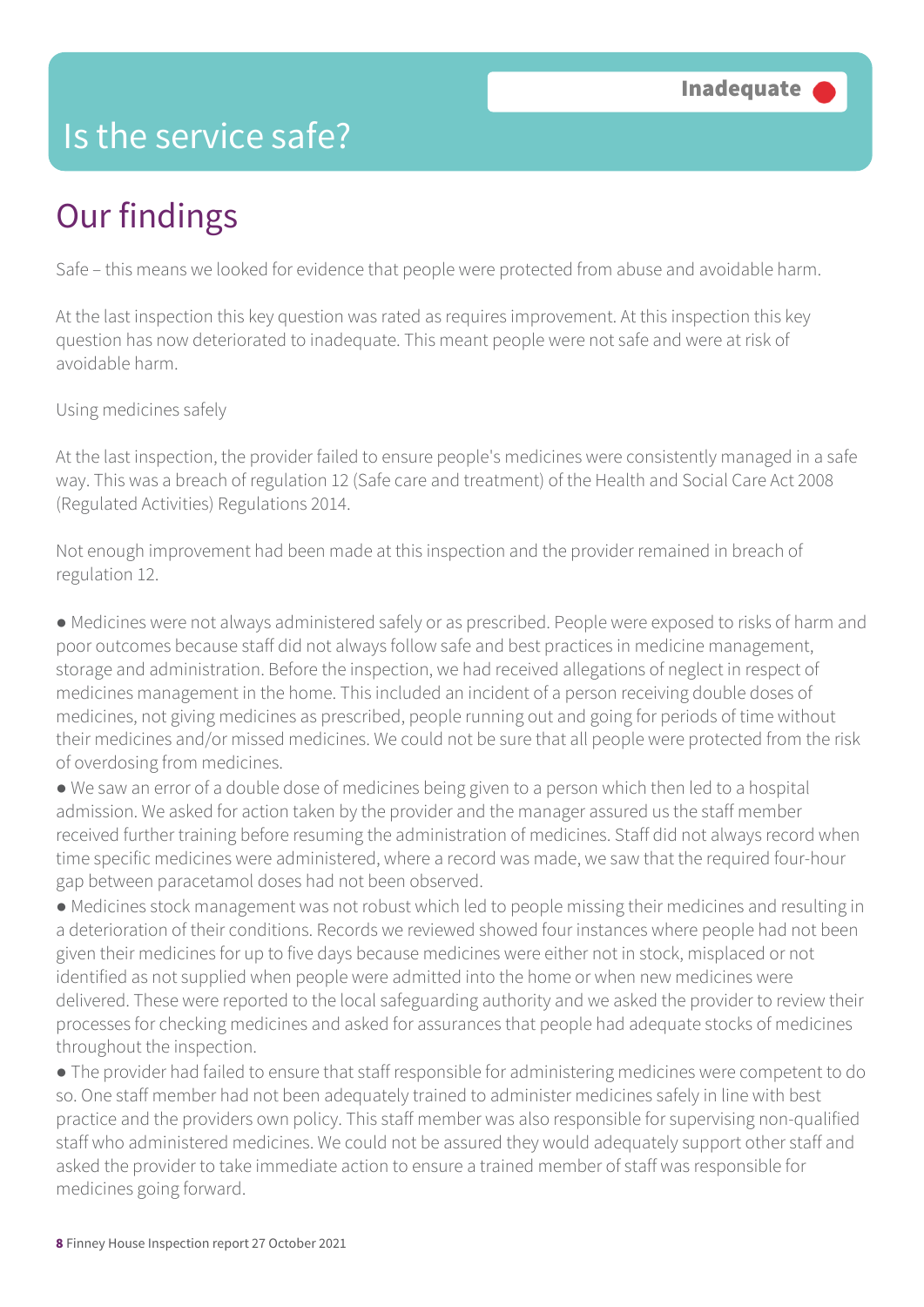# Is the service safe?

**Inadequate**

## Our findings

Safe – this means we looked for evidence that people were protected from abuse and avoidable harm.

At the last inspection this key question was rated as requires improvement. At this inspection this key question has now deteriorated to inadequate. This meant people were not safe and were at risk of avoidable harm.

Using medicines safely

At the last inspection, the provider failed to ensure people's medicines were consistently managed in a safe way. This was a breach of regulation 12 (Safe care and treatment) of the Health and Social Care Act 2008 (Regulated Activities) Regulations 2014.

Not enough improvement had been made at this inspection and the provider remained in breach of regulation 12.

- Medicines were not always administered safely or as prescribed. People were exposed to risks of harm and poor outcomes because staff did not always follow safe and best practices in medicine management, storage and administration. Before the inspection, we had received allegations of neglect in respect of medicines management in the home. This included an incident of a person receiving double doses of medicines, not giving medicines as prescribed, people running out and going for periods of time without their medicines and/or missed medicines. We could not be sure that all people were protected from the risk of overdosing from medicines.
- We saw an error of a double dose of medicines being given to a person which then led to a hospital admission. We asked for action taken by the provider and the manager assured us the staff member received further training before resuming the administration of medicines. Staff did not always record when time specific medicines were administered, where a record was made, we saw that the required four-hour gap between paracetamol doses had not been observed.
- Medicines stock management was not robust which led to people missing their medicines and resulting in a deterioration of their conditions. Records we reviewed showed four instances where people had not been given their medicines for up to five days because medicines were either not in stock, misplaced or not identified as not supplied when people were admitted into the home or when new medicines were delivered. These were reported to the local safeguarding authority and we asked the provider to review their processes for checking medicines and asked for assurances that people had adequate stocks of medicines throughout the inspection.
- The provider had failed to ensure that staff responsible for administering medicines were competent to do so. One staff member had not been adequately trained to administer medicines safely in line with best practice and the providers own policy. This staff member was also responsible for supervising non-qualified staff who administered medicines. We could not be assured they would adequately support other staff and asked the provider to take immediate action to ensure a trained member of staff was responsible for medicines going forward.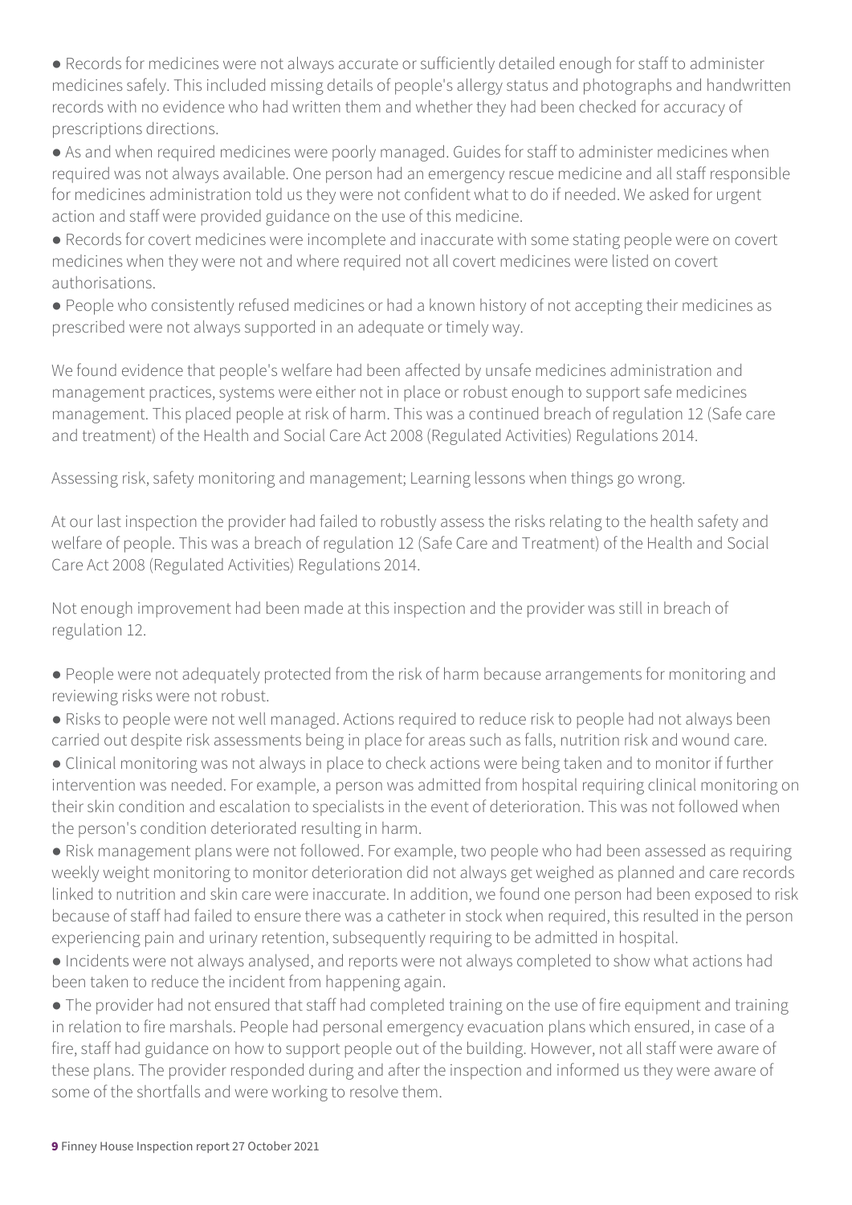- Records for medicines were not always accurate or sufficiently detailed enough for staff to administer medicines safely. This included missing details of people's allergy status and photographs and handwritten records with no evidence who had written them and whether they had been checked for accuracy of prescriptions directions.
- As and when required medicines were poorly managed. Guides for staff to administer medicines when required was not always available. One person had an emergency rescue medicine and all staff responsible for medicines administration told us they were not confident what to do if needed. We asked for urgent action and staff were provided guidance on the use of this medicine.
- Records for covert medicines were incomplete and inaccurate with some stating people were on covert medicines when they were not and where required not all covert medicines were listed on covert authorisations.
- People who consistently refused medicines or had a known history of not accepting their medicines as prescribed were not always supported in an adequate or timely way.

We found evidence that people's welfare had been affected by unsafe medicines administration and management practices, systems were either not in place or robust enough to support safe medicines management. This placed people at risk of harm. This was a continued breach of regulation 12 (Safe care and treatment) of the Health and Social Care Act 2008 (Regulated Activities) Regulations 2014.

Assessing risk, safety monitoring and management; Learning lessons when things go wrong.

At our last inspection the provider had failed to robustly assess the risks relating to the health safety and welfare of people. This was a breach of regulation 12 (Safe Care and Treatment) of the Health and Social Care Act 2008 (Regulated Activities) Regulations 2014.

Not enough improvement had been made at this inspection and the provider was still in breach of regulation 12.

- People were not adequately protected from the risk of harm because arrangements for monitoring and reviewing risks were not robust.
- Risks to people were not well managed. Actions required to reduce risk to people had not always been carried out despite risk assessments being in place for areas such as falls, nutrition risk and wound care.
- Clinical monitoring was not always in place to check actions were being taken and to monitor if further intervention was needed. For example, a person was admitted from hospital requiring clinical monitoring on their skin condition and escalation to specialists in the event of deterioration. This was not followed when the person's condition deteriorated resulting in harm.
- Risk management plans were not followed. For example, two people who had been assessed as requiring weekly weight monitoring to monitor deterioration did not always get weighed as planned and care records linked to nutrition and skin care were inaccurate. In addition, we found one person had been exposed to risk because of staff had failed to ensure there was a catheter in stock when required, this resulted in the person experiencing pain and urinary retention, subsequently requiring to be admitted in hospital.
- Incidents were not always analysed, and reports were not always completed to show what actions had been taken to reduce the incident from happening again.
- The provider had not ensured that staff had completed training on the use of fire equipment and training in relation to fire marshals. People had personal emergency evacuation plans which ensured, in case of a fire, staff had guidance on how to support people out of the building. However, not all staff were aware of these plans. The provider responded during and after the inspection and informed us they were aware of some of the shortfalls and were working to resolve them.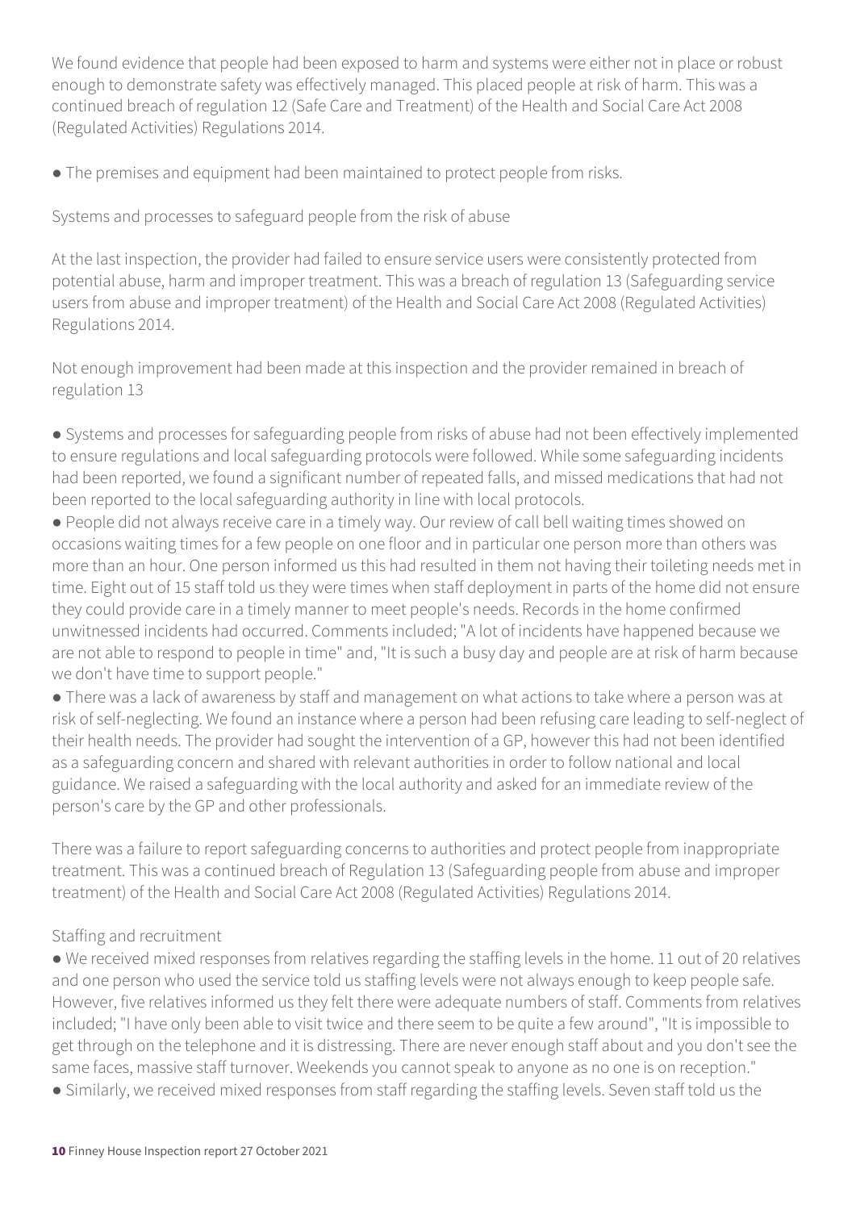We found evidence that people had been exposed to harm and systems were either not in place or robust enough to demonstrate safety was effectively managed. This placed people at risk of harm. This was a continued breach of regulation 12 (Safe Care and Treatment) of the Health and Social Care Act 2008 (Regulated Activities) Regulations 2014.

- The premises and equipment had been maintained to protect people from risks.

## Systems and processes to safeguard people from the risk of abuse

At the last inspection, the provider had failed to ensure service users were consistently protected from potential abuse, harm and improper treatment. This was a breach of regulation 13 (Safeguarding service users from abuse and improper treatment) of the Health and Social Care Act 2008 (Regulated Activities) Regulations 2014.

Not enough improvement had been made at this inspection and the provider remained in breach of regulation 13

- Systems and processes for safeguarding people from risks of abuse had not been effectively implemented to ensure regulations and local safeguarding protocols were followed. While some safeguarding incidents had been reported, we found a significant number of repeated falls, and missed medications that had not been reported to the local safeguarding authority in line with local protocols.
- People did not always receive care in a timely way. Our review of call bell waiting times showed on occasions waiting times for a few people on one floor and in particular one person more than others was more than an hour. One person informed us this had resulted in them not having their toileting needs met in time. Eight out of 15 staff told us they were times when staff deployment in parts of the home did not ensure they could provide care in a timely manner to meet people's needs. Records in the home confirmed unwitnessed incidents had occurred. Comments included; "A lot of incidents have happened because we are not able to respond to people in time" and, "It is such a busy day and people are at risk of harm because we don't have time to support people."
- There was a lack of awareness by staff and management on what actions to take where a person was at risk of self-neglecting. We found an instance where a person had been refusing care leading to self-neglect of their health needs. The provider had sought the intervention of a GP, however this had not been identified as a safeguarding concern and shared with relevant authorities in order to follow national and local guidance. We raised a safeguarding with the local authority and asked for an immediate review of the person's care by the GP and other professionals.

There was a failure to report safeguarding concerns to authorities and protect people from inappropriate treatment. This was a continued breach of Regulation 13 (Safeguarding people from abuse and improper treatment) of the Health and Social Care Act 2008 (Regulated Activities) Regulations 2014.

## Staffing and recruitment

- We received mixed responses from relatives regarding the staffing levels in the home. 11 out of 20 relatives and one person who used the service told us staffing levels were not always enough to keep people safe. However, five relatives informed us they felt there were adequate numbers of staff. Comments from relatives included; "I have only been able to visit twice and there seem to be quite a few around", "It is impossible to get through on the telephone and it is distressing. There are never enough staff about and you don't see the same faces, massive staff turnover. Weekends you cannot speak to anyone as no one is on reception."
- Similarly, we received mixed responses from staff regarding the staffing levels. Seven staff told us the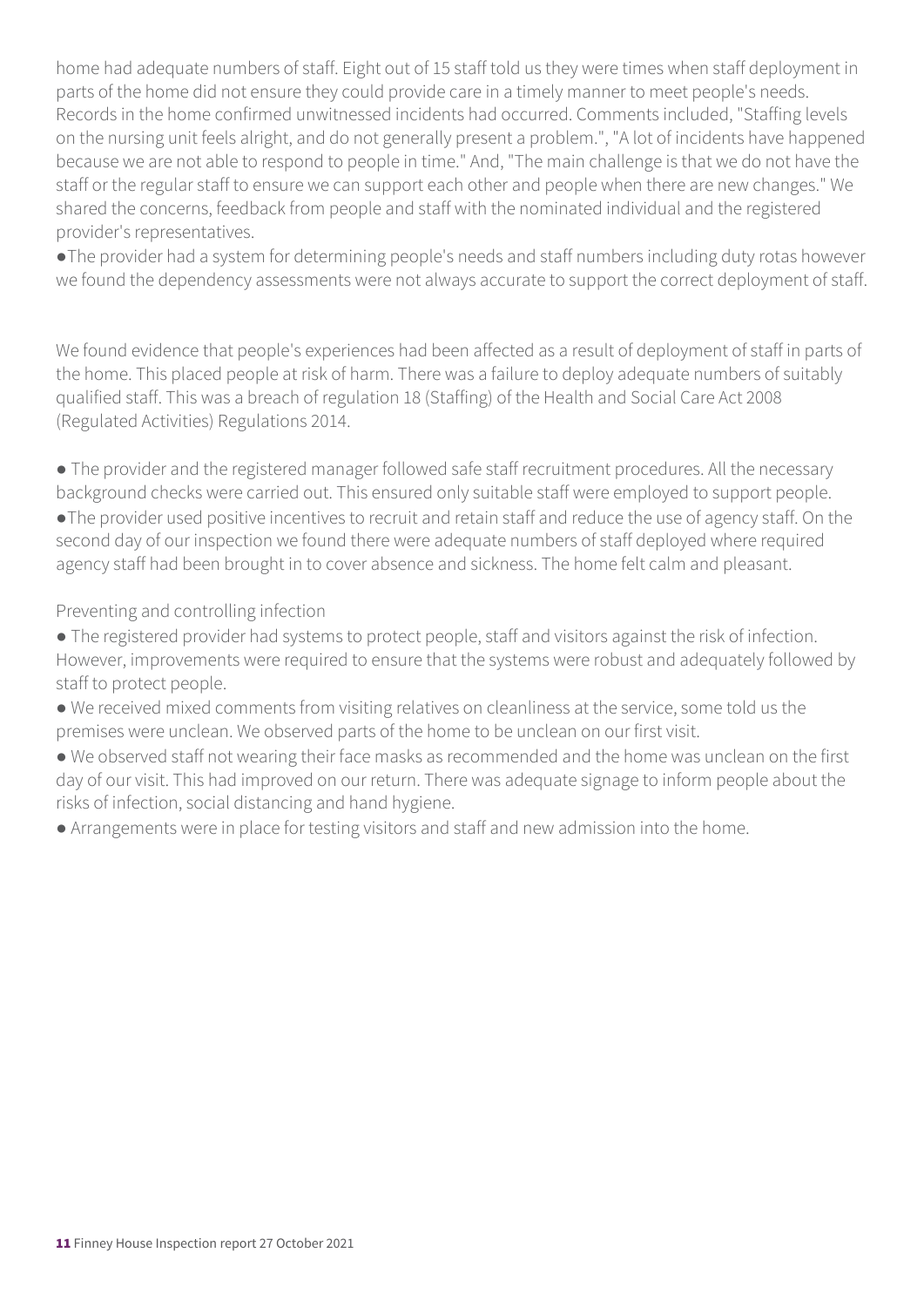home had adequate numbers of staff. Eight out of 15 staff told us they were times when staff deployment in parts of the home did not ensure they could provide care in a timely manner to meet people's needs. Records in the home confirmed unwitnessed incidents had occurred. Comments included, "Staffing levels on the nursing unit feels alright, and do not generally present a problem.", "A lot of incidents have happened because we are not able to respond to people in time." And, "The main challenge is that we do not have the staff or the regular staff to ensure we can support each other and people when there are new changes." We shared the concerns, feedback from people and staff with the nominated individual and the registered provider's representatives.

- The provider had a system for determining people's needs and staff numbers including duty rotas however we found the dependency assessments were not always accurate to support the correct deployment of staff.

We found evidence that people's experiences had been affected as a result of deployment of staff in parts of the home. This placed people at risk of harm. There was a failure to deploy adequate numbers of suitably qualified staff. This was a breach of regulation 18 (Staffing) of the Health and Social Care Act 2008 (Regulated Activities) Regulations 2014.

- The provider and the registered manager followed safe staff recruitment procedures. All the necessary background checks were carried out. This ensured only suitable staff were employed to support people.
- The provider used positive incentives to recruit and retain staff and reduce the use of agency staff. On the second day of our inspection we found there were adequate numbers of staff deployed where required agency staff had been brought in to cover absence and sickness. The home felt calm and pleasant.

Preventing and controlling infection

- The registered provider had systems to protect people, staff and visitors against the risk of infection. However, improvements were required to ensure that the systems were robust and adequately followed by staff to protect people.
- We received mixed comments from visiting relatives on cleanliness at the service, some told us the premises were unclean. We observed parts of the home to be unclean on our first visit.
- We observed staff not wearing their face masks as recommended and the home was unclean on the first day of our visit. This had improved on our return. There was adequate signage to inform people about the risks of infection, social distancing and hand hygiene.
- Arrangements were in place for testing visitors and staff and new admission into the home.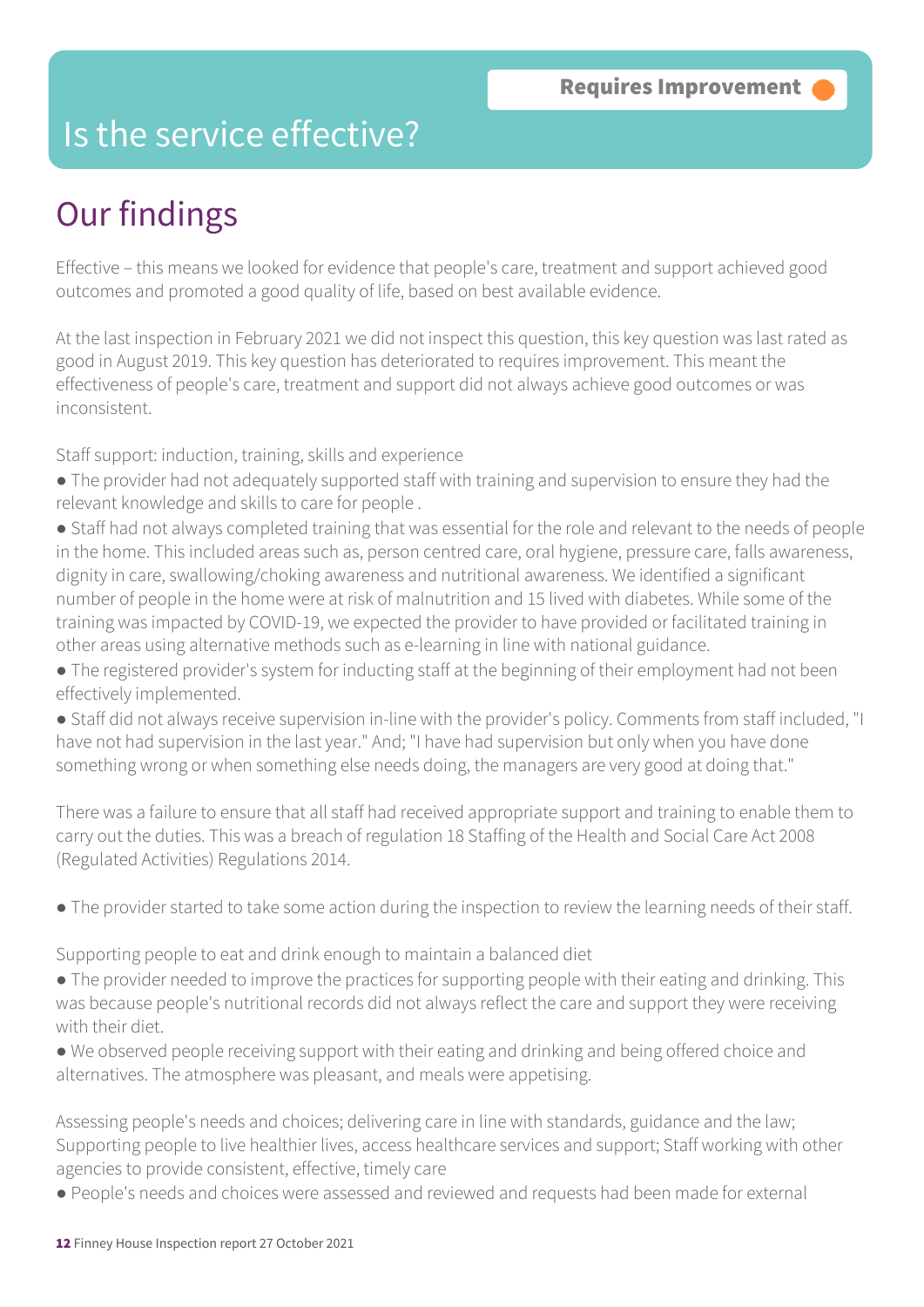Requires Improvement

# Is the service effective?

## Our findings

Effective – this means we looked for evidence that people's care, treatment and support achieved good outcomes and promoted a good quality of life, based on best available evidence.

At the last inspection in February 2021 we did not inspect this question, this key question was last rated as good in August 2019. This key question has deteriorated to requires improvement. This meant the effectiveness of people's care, treatment and support did not always achieve good outcomes or was inconsistent.

Staff support: induction, training, skills and experience

- The provider had not adequately supported staff with training and supervision to ensure they had the relevant knowledge and skills to care for people .
- Staff had not always completed training that was essential for the role and relevant to the needs of people in the home. This included areas such as, person centred care, oral hygiene, pressure care, falls awareness, dignity in care, swallowing/choking awareness and nutritional awareness. We identified a significant number of people in the home were at risk of malnutrition and 15 lived with diabetes. While some of the training was impacted by COVID-19, we expected the provider to have provided or facilitated training in other areas using alternative methods such as e-learning in line with national guidance.
- The registered provider's system for inducting staff at the beginning of their employment had not been effectively implemented.
- Staff did not always receive supervision in-line with the provider's policy. Comments from staff included, "I have not had supervision in the last year." And; "I have had supervision but only when you have done something wrong or when something else needs doing, the managers are very good at doing that."

There was a failure to ensure that all staff had received appropriate support and training to enable them to carry out the duties. This was a breach of regulation 18 Staffing of the Health and Social Care Act 2008 (Regulated Activities) Regulations 2014.

- The provider started to take some action during the inspection to review the learning needs of their staff.

Supporting people to eat and drink enough to maintain a balanced diet

- The provider needed to improve the practices for supporting people with their eating and drinking. This was because people's nutritional records did not always reflect the care and support they were receiving with their diet.
- We observed people receiving support with their eating and drinking and being offered choice and alternatives. The atmosphere was pleasant, and meals were appetising.

Assessing people's needs and choices; delivering care in line with standards, guidance and the law; Supporting people to live healthier lives, access healthcare services and support; Staff working with other agencies to provide consistent, effective, timely care

- People's needs and choices were assessed and reviewed and requests had been made for external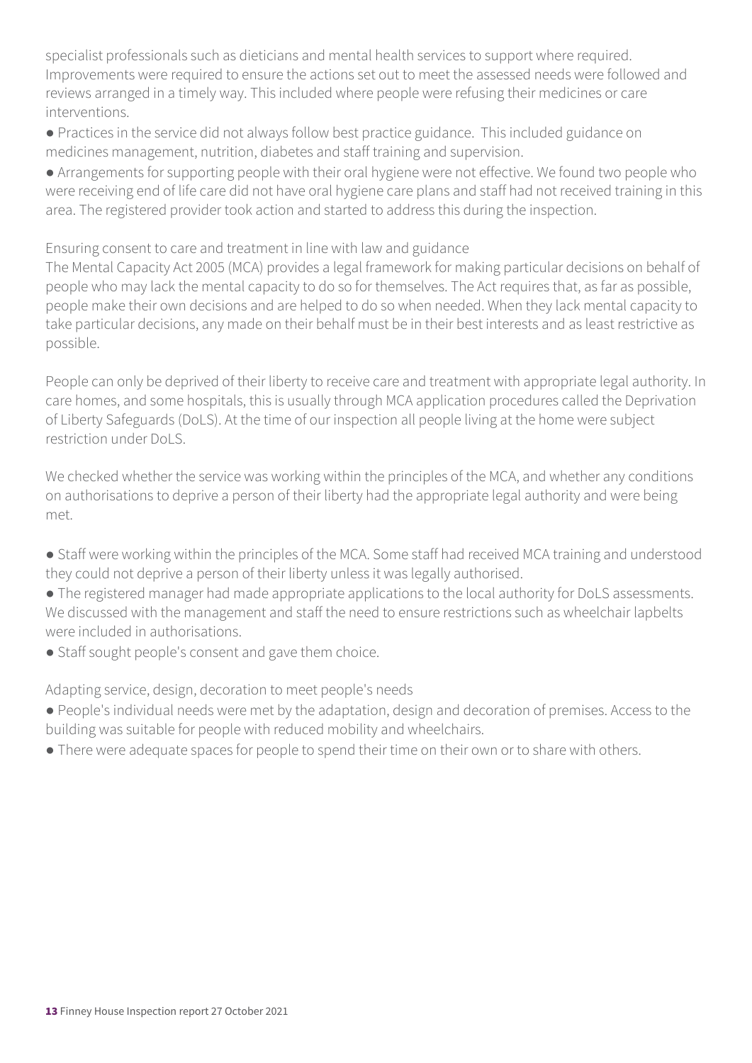specialist professionals such as dieticians and mental health services to support where required. Improvements were required to ensure the actions set out to meet the assessed needs were followed and reviews arranged in a timely way. This included where people were refusing their medicines or care interventions.

- Practices in the service did not always follow best practice guidance. This included guidance on medicines management, nutrition, diabetes and staff training and supervision.
- Arrangements for supporting people with their oral hygiene were not effective. We found two people who were receiving end of life care did not have oral hygiene care plans and staff had not received training in this area. The registered provider took action and started to address this during the inspection.

Ensuring consent to care and treatment in line with law and guidance

The Mental Capacity Act 2005 (MCA) provides a legal framework for making particular decisions on behalf of people who may lack the mental capacity to do so for themselves. The Act requires that, as far as possible, people make their own decisions and are helped to do so when needed. When they lack mental capacity to take particular decisions, any made on their behalf must be in their best interests and as least restrictive as possible.

People can only be deprived of their liberty to receive care and treatment with appropriate legal authority. In care homes, and some hospitals, this is usually through MCA application procedures called the Deprivation of Liberty Safeguards (DoLS). At the time of our inspection all people living at the home were subject restriction under DoLS.

We checked whether the service was working within the principles of the MCA, and whether any conditions on authorisations to deprive a person of their liberty had the appropriate legal authority and were being met.

- Staff were working within the principles of the MCA. Some staff had received MCA training and understood they could not deprive a person of their liberty unless it was legally authorised.
- The registered manager had made appropriate applications to the local authority for DoLS assessments. We discussed with the management and staff the need to ensure restrictions such as wheelchair lapbelts were included in authorisations.
- Staff sought people's consent and gave them choice.

Adapting service, design, decoration to meet people's needs

- People's individual needs were met by the adaptation, design and decoration of premises. Access to the building was suitable for people with reduced mobility and wheelchairs.
- There were adequate spaces for people to spend their time on their own or to share with others.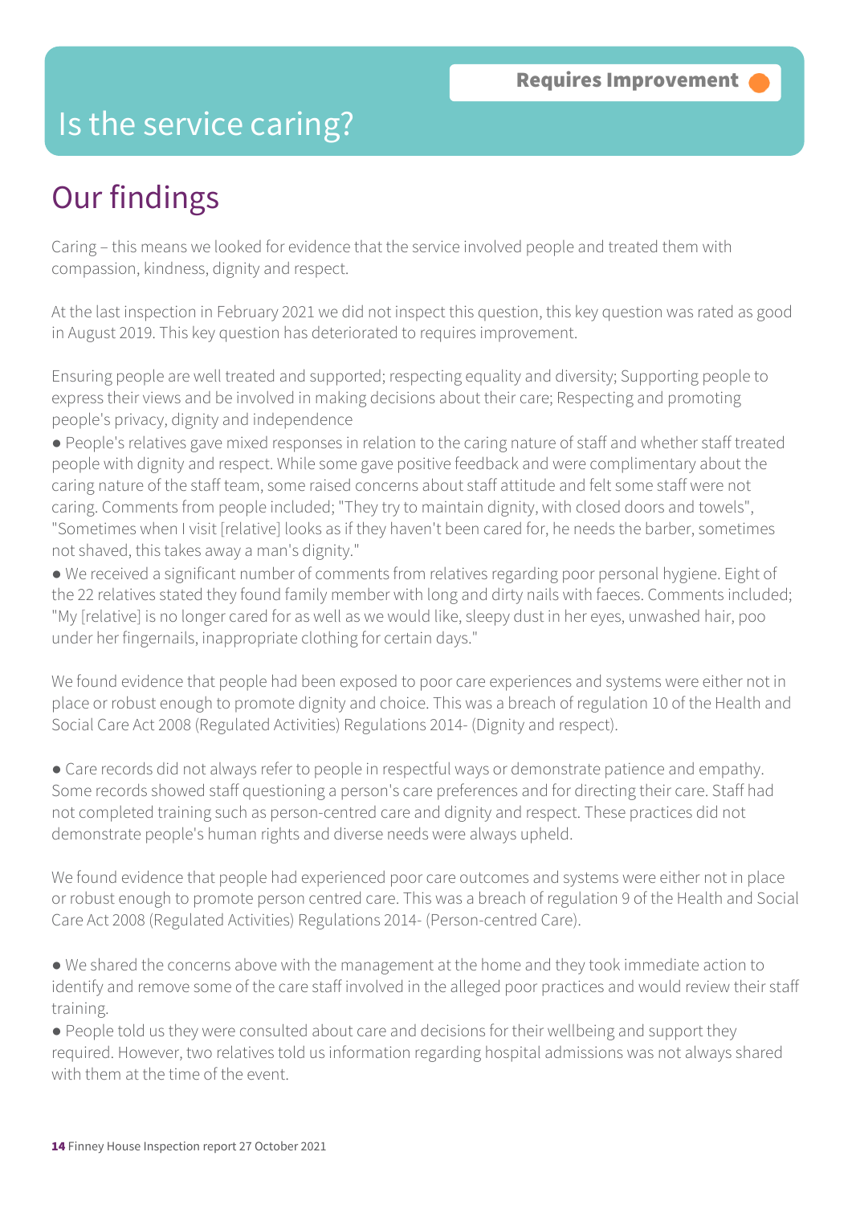Requires Improvement

# Is the service caring?

## Our findings

Caring – this means we looked for evidence that the service involved people and treated them with compassion, kindness, dignity and respect.

At the last inspection in February 2021 we did not inspect this question, this key question was rated as good in August 2019. This key question has deteriorated to requires improvement.

Ensuring people are well treated and supported; respecting equality and diversity; Supporting people to express their views and be involved in making decisions about their care; Respecting and promoting people's privacy, dignity and independence

- People's relatives gave mixed responses in relation to the caring nature of staff and whether staff treated people with dignity and respect. While some gave positive feedback and were complimentary about the caring nature of the staff team, some raised concerns about staff attitude and felt some staff were not caring. Comments from people included; "They try to maintain dignity, with closed doors and towels", "Sometimes when I visit [relative] looks as if they haven't been cared for, he needs the barber, sometimes not shaved, this takes away a man's dignity."
- We received a significant number of comments from relatives regarding poor personal hygiene. Eight of the 22 relatives stated they found family member with long and dirty nails with faeces. Comments included; "My [relative] is no longer cared for as well as we would like, sleepy dust in her eyes, unwashed hair, poo under her fingernails, inappropriate clothing for certain days."

We found evidence that people had been exposed to poor care experiences and systems were either not in place or robust enough to promote dignity and choice. This was a breach of regulation 10 of the Health and Social Care Act 2008 (Regulated Activities) Regulations 2014- (Dignity and respect).

- Care records did not always refer to people in respectful ways or demonstrate patience and empathy. Some records showed staff questioning a person's care preferences and for directing their care. Staff had not completed training such as person-centred care and dignity and respect. These practices did not demonstrate people's human rights and diverse needs were always upheld.

We found evidence that people had experienced poor care outcomes and systems were either not in place or robust enough to promote person centred care. This was a breach of regulation 9 of the Health and Social Care Act 2008 (Regulated Activities) Regulations 2014- (Person-centred Care).

- We shared the concerns above with the management at the home and they took immediate action to identify and remove some of the care staff involved in the alleged poor practices and would review their staff training.
- People told us they were consulted about care and decisions for their wellbeing and support they required. However, two relatives told us information regarding hospital admissions was not always shared with them at the time of the event.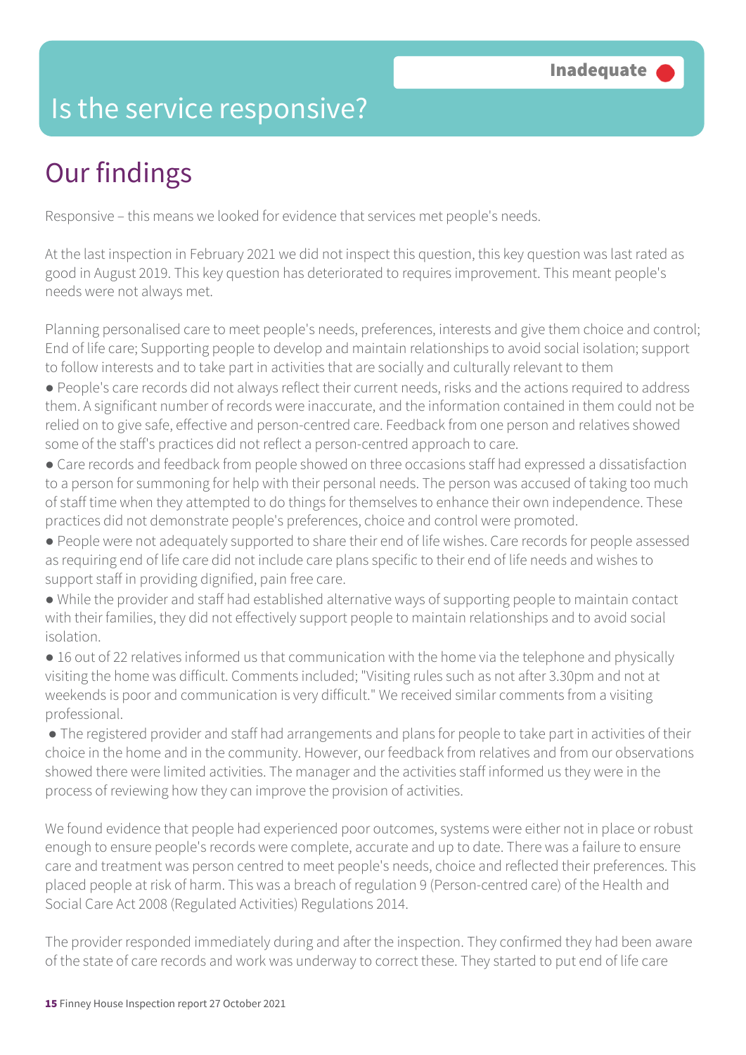# Is the service responsive?

**Inadequate**

## Our findings

Responsive – this means we looked for evidence that services met people's needs.

At the last inspection in February 2021 we did not inspect this question, this key question was last rated as good in August 2019. This key question has deteriorated to requires improvement. This meant people's needs were not always met.

Planning personalised care to meet people's needs, preferences, interests and give them choice and control; End of life care; Supporting people to develop and maintain relationships to avoid social isolation; support to follow interests and to take part in activities that are socially and culturally relevant to them

- People's care records did not always reflect their current needs, risks and the actions required to address them. A significant number of records were inaccurate, and the information contained in them could not be relied on to give safe, effective and person-centred care. Feedback from one person and relatives showed some of the staff's practices did not reflect a person-centred approach to care.
- Care records and feedback from people showed on three occasions staff had expressed a dissatisfaction to a person for summoning for help with their personal needs. The person was accused of taking too much of staff time when they attempted to do things for themselves to enhance their own independence. These practices did not demonstrate people's preferences, choice and control were promoted.
- People were not adequately supported to share their end of life wishes. Care records for people assessed as requiring end of life care did not include care plans specific to their end of life needs and wishes to support staff in providing dignified, pain free care.
- While the provider and staff had established alternative ways of supporting people to maintain contact with their families, they did not effectively support people to maintain relationships and to avoid social isolation.
- 16 out of 22 relatives informed us that communication with the home via the telephone and physically visiting the home was difficult. Comments included; "Visiting rules such as not after 3.30pm and not at weekends is poor and communication is very difficult." We received similar comments from a visiting professional.
- The registered provider and staff had arrangements and plans for people to take part in activities of their choice in the home and in the community. However, our feedback from relatives and from our observations showed there were limited activities. The manager and the activities staff informed us they were in the process of reviewing how they can improve the provision of activities.

We found evidence that people had experienced poor outcomes, systems were either not in place or robust enough to ensure people's records were complete, accurate and up to date. There was a failure to ensure care and treatment was person centred to meet people's needs, choice and reflected their preferences. This placed people at risk of harm. This was a breach of regulation 9 (Person-centred care) of the Health and Social Care Act 2008 (Regulated Activities) Regulations 2014.

The provider responded immediately during and after the inspection. They confirmed they had been aware of the state of care records and work was underway to correct these. They started to put end of life care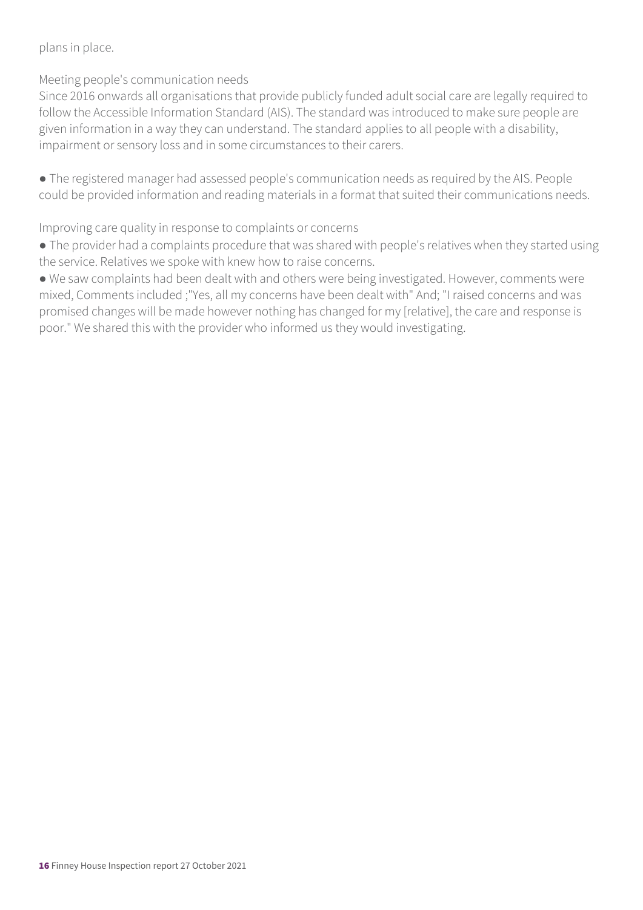plans in place.

Meeting people's communication needs

Since 2016 onwards all organisations that provide publicly funded adult social care are legally required to follow the Accessible Information Standard (AIS). The standard was introduced to make sure people are given information in a way they can understand. The standard applies to all people with a disability, impairment or sensory loss and in some circumstances to their carers.

- The registered manager had assessed people's communication needs as required by the AIS. People could be provided information and reading materials in a format that suited their communications needs.

Improving care quality in response to complaints or concerns

- The provider had a complaints procedure that was shared with people's relatives when they started using the service. Relatives we spoke with knew how to raise concerns.
- We saw complaints had been dealt with and others were being investigated. However, comments were mixed, Comments included ;"Yes, all my concerns have been dealt with" And; "I raised concerns and was promised changes will be made however nothing has changed for my [relative], the care and response is poor." We shared this with the provider who informed us they would investigating.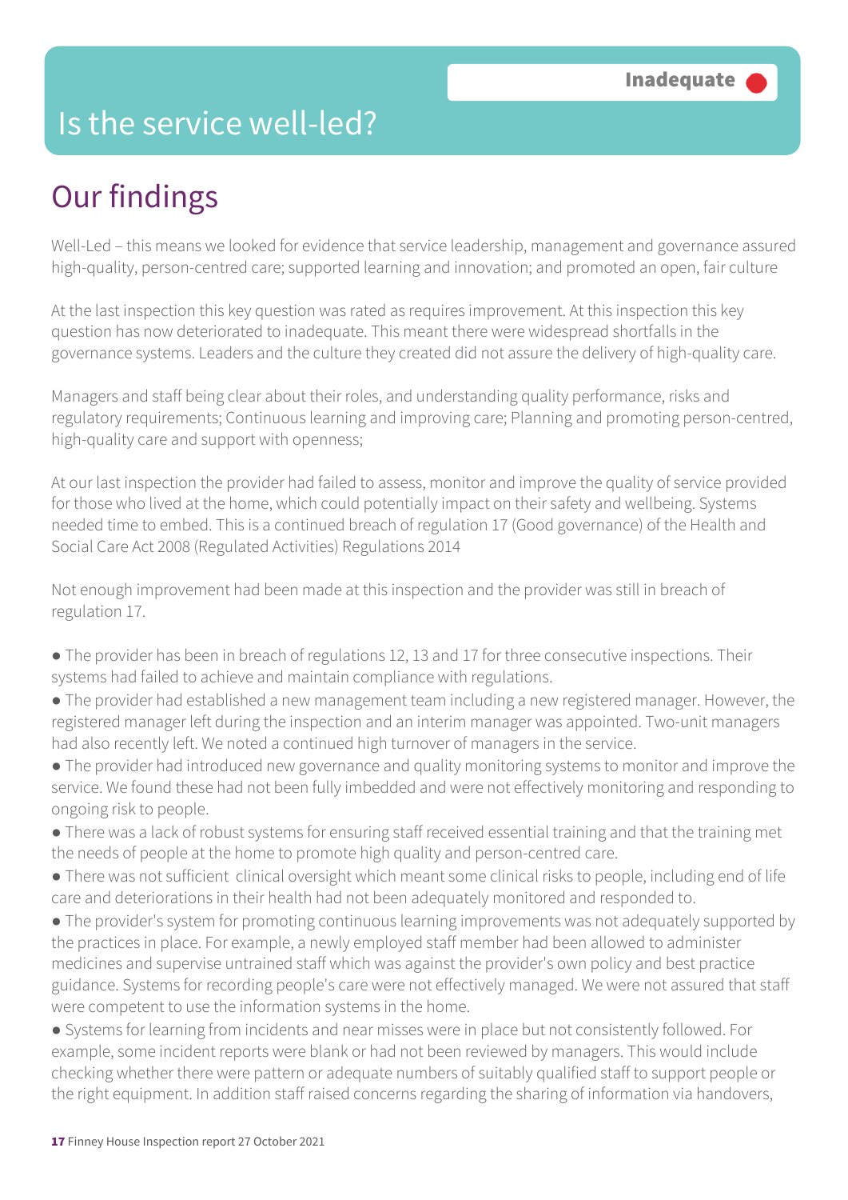# Is the service well-led?

**Inadequate**

## Our findings

Well-Led – this means we looked for evidence that service leadership, management and governance assured high-quality, person-centred care; supported learning and innovation; and promoted an open, fair culture

At the last inspection this key question was rated as requires improvement. At this inspection this key question has now deteriorated to inadequate. This meant there were widespread shortfalls in the governance systems. Leaders and the culture they created did not assure the delivery of high-quality care.

Managers and staff being clear about their roles, and understanding quality performance, risks and regulatory requirements; Continuous learning and improving care; Planning and promoting person-centred, high-quality care and support with openness;

At our last inspection the provider had failed to assess, monitor and improve the quality of service provided for those who lived at the home, which could potentially impact on their safety and wellbeing. Systems needed time to embed. This is a continued breach of regulation 17 (Good governance) of the Health and Social Care Act 2008 (Regulated Activities) Regulations 2014

Not enough improvement had been made at this inspection and the provider was still in breach of regulation 17.

- The provider has been in breach of regulations 12, 13 and 17 for three consecutive inspections. Their systems had failed to achieve and maintain compliance with regulations.
- The provider had established a new management team including a new registered manager. However, the registered manager left during the inspection and an interim manager was appointed. Two-unit managers had also recently left. We noted a continued high turnover of managers in the service.
- The provider had introduced new governance and quality monitoring systems to monitor and improve the service. We found these had not been fully imbedded and were not effectively monitoring and responding to ongoing risk to people.
- There was a lack of robust systems for ensuring staff received essential training and that the training met the needs of people at the home to promote high quality and person-centred care.
- There was not sufficient clinical oversight which meant some clinical risks to people, including end of life care and deteriorations in their health had not been adequately monitored and responded to.
- The provider's system for promoting continuous learning improvements was not adequately supported by the practices in place. For example, a newly employed staff member had been allowed to administer medicines and supervise untrained staff which was against the provider's own policy and best practice guidance. Systems for recording people's care were not effectively managed. We were not assured that staff were competent to use the information systems in the home.
- Systems for learning from incidents and near misses were in place but not consistently followed. For example, some incident reports were blank or had not been reviewed by managers. This would include checking whether there were pattern or adequate numbers of suitably qualified staff to support people or the right equipment. In addition staff raised concerns regarding the sharing of information via handovers,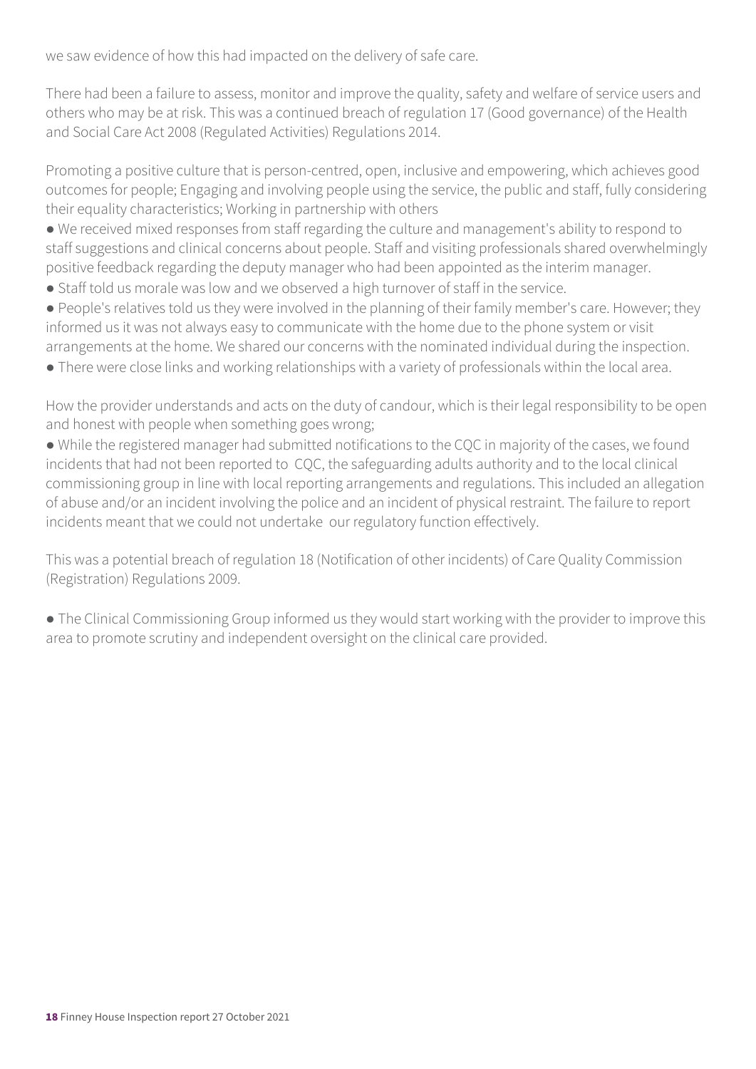we saw evidence of how this had impacted on the delivery of safe care.

There had been a failure to assess, monitor and improve the quality, safety and welfare of service users and others who may be at risk. This was a continued breach of regulation 17 (Good governance) of the Health and Social Care Act 2008 (Regulated Activities) Regulations 2014.

Promoting a positive culture that is person-centred, open, inclusive and empowering, which achieves good outcomes for people; Engaging and involving people using the service, the public and staff, fully considering their equality characteristics; Working in partnership with others

- We received mixed responses from staff regarding the culture and management's ability to respond to staff suggestions and clinical concerns about people. Staff and visiting professionals shared overwhelmingly positive feedback regarding the deputy manager who had been appointed as the interim manager.
- Staff told us morale was low and we observed a high turnover of staff in the service.
- People's relatives told us they were involved in the planning of their family member's care. However; they informed us it was not always easy to communicate with the home due to the phone system or visit arrangements at the home. We shared our concerns with the nominated individual during the inspection.
- There were close links and working relationships with a variety of professionals within the local area.

How the provider understands and acts on the duty of candour, which is their legal responsibility to be open and honest with people when something goes wrong;

- While the registered manager had submitted notifications to the CQC in majority of the cases, we found incidents that had not been reported to CQC, the safeguarding adults authority and to the local clinical commissioning group in line with local reporting arrangements and regulations. This included an allegation of abuse and/or an incident involving the police and an incident of physical restraint. The failure to report incidents meant that we could not undertake our regulatory function effectively.

This was a potential breach of regulation 18 (Notification of other incidents) of Care Quality Commission (Registration) Regulations 2009.

- The Clinical Commissioning Group informed us they would start working with the provider to improve this area to promote scrutiny and independent oversight on the clinical care provided.